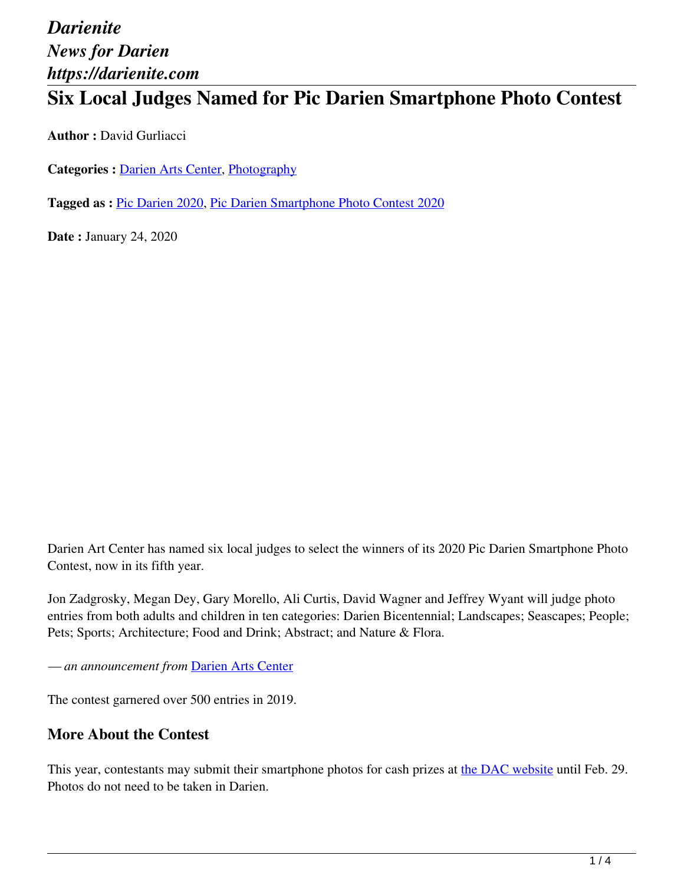*Darienite*
*News for Darien*
*https://darienite.com*

# Six Local Judges Named for Pic Darien Smartphone Photo Contest

**Author :** David Gurliacci

**Categories :** Darien Arts Center, Photography

**Tagged as :** Pic Darien 2020, Pic Darien Smartphone Photo Contest 2020

**Date :** January 24, 2020

Darien Art Center has named six local judges to select the winners of its 2020 Pic Darien Smartphone Photo Contest, now in its fifth year.

Jon Zadgrosky, Megan Dey, Gary Morello, Ali Curtis, David Wagner and Jeffrey Wyant will judge photo entries from both adults and children in ten categories: Darien Bicentennial; Landscapes; Seascapes; People; Pets; Sports; Architecture; Food and Drink; Abstract; and Nature & Flora.

*— an announcement from* Darien Arts Center

The contest garnered over 500 entries in 2019.

## More About the Contest

This year, contestants may submit their smartphone photos for cash prizes at the DAC website until Feb. 29. Photos do not need to be taken in Darien.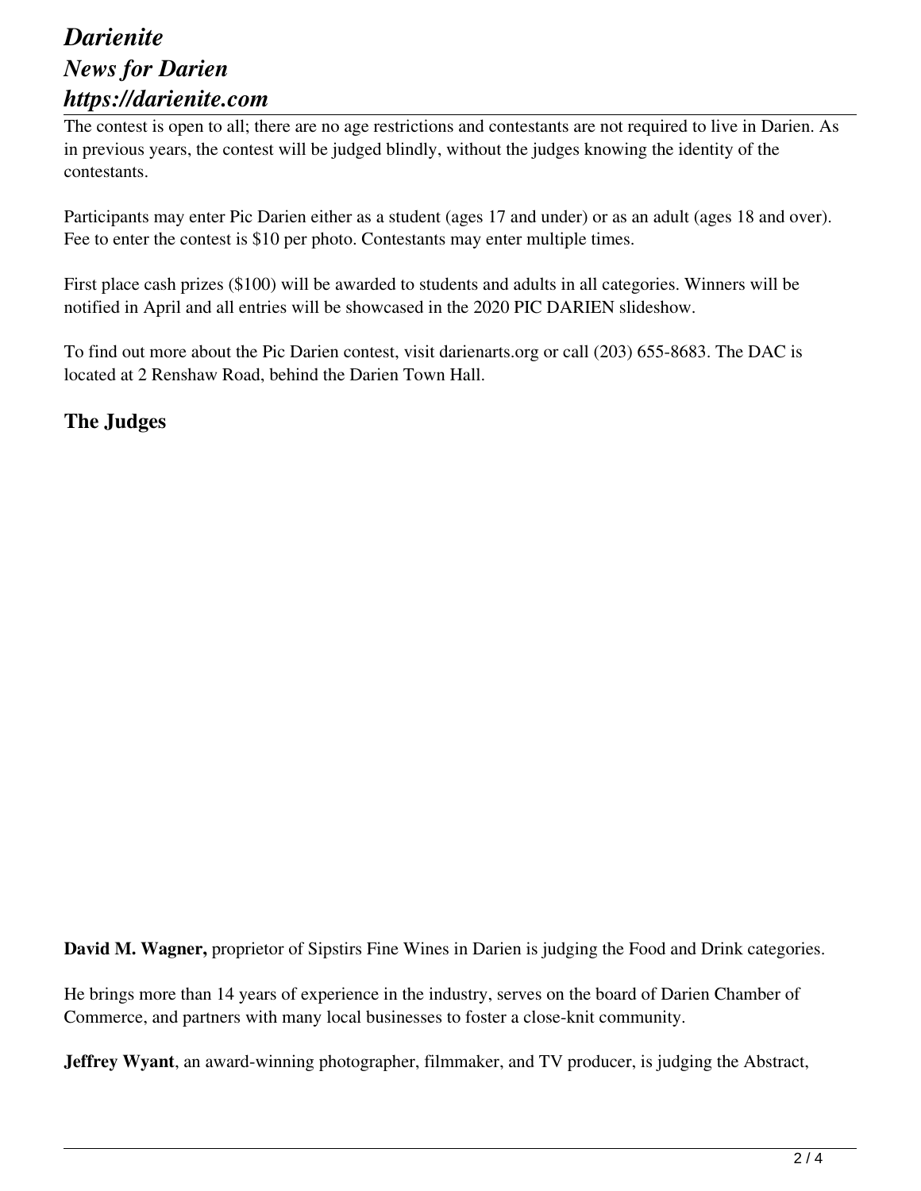The contest is open to all; there are no age restrictions and contestants are not required to live in Darien. As in previous years, the contest will be judged blindly, without the judges knowing the identity of the contestants.

Participants may enter Pic Darien either as a student (ages 17 and under) or as an adult (ages 18 and over). Fee to enter the contest is $10 per photo. Contestants may enter multiple times.

First place cash prizes ($100) will be awarded to students and adults in all categories. Winners will be notified in April and all entries will be showcased in the 2020 PIC DARIEN slideshow.

To find out more about the Pic Darien contest, visit darienarts.org or call (203) 655-8683. The DAC is located at 2 Renshaw Road, behind the Darien Town Hall.

## The Judges

**David M. Wagner,** proprietor of Sipstirs Fine Wines in Darien is judging the Food and Drink categories.

He brings more than 14 years of experience in the industry, serves on the board of Darien Chamber of Commerce, and partners with many local businesses to foster a close-knit community.

**Jeffrey Wyant**, an award-winning photographer, filmmaker, and TV producer, is judging the Abstract,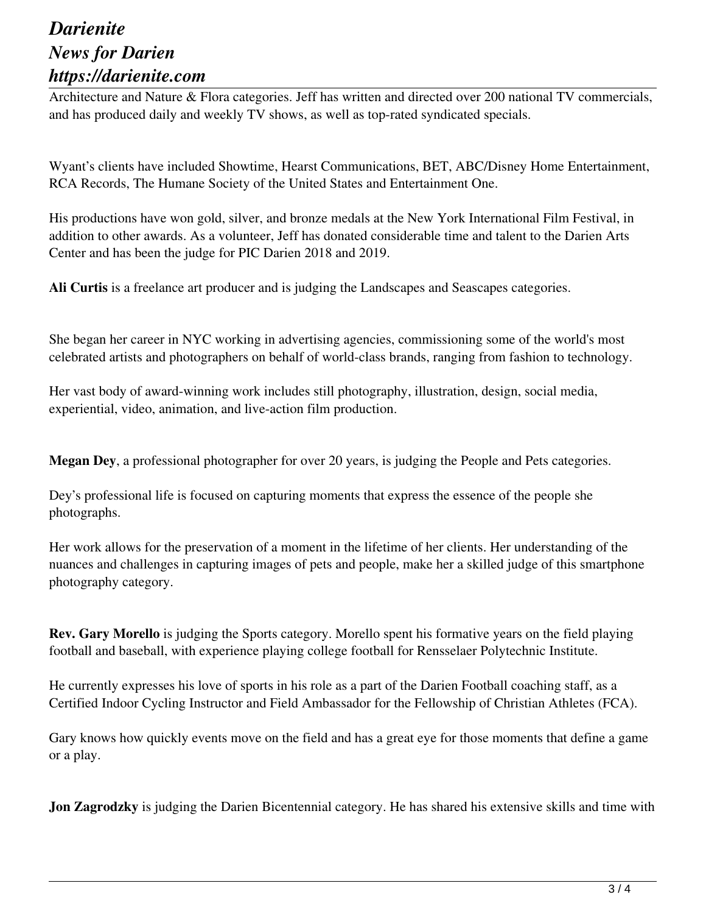Architecture and Nature & Flora categories. Jeff has written and directed over 200 national TV commercials, and has produced daily and weekly TV shows, as well as top-rated syndicated specials.

Wyant's clients have included Showtime, Hearst Communications, BET, ABC/Disney Home Entertainment, RCA Records, The Humane Society of the United States and Entertainment One.

His productions have won gold, silver, and bronze medals at the New York International Film Festival, in addition to other awards. As a volunteer, Jeff has donated considerable time and talent to the Darien Arts Center and has been the judge for PIC Darien 2018 and 2019.

**Ali Curtis** is a freelance art producer and is judging the Landscapes and Seascapes categories.

She began her career in NYC working in advertising agencies, commissioning some of the world's most celebrated artists and photographers on behalf of world-class brands, ranging from fashion to technology.

Her vast body of award-winning work includes still photography, illustration, design, social media, experiential, video, animation, and live-action film production.

**Megan Dey**, a professional photographer for over 20 years, is judging the People and Pets categories.

Dey's professional life is focused on capturing moments that express the essence of the people she photographs.

Her work allows for the preservation of a moment in the lifetime of her clients. Her understanding of the nuances and challenges in capturing images of pets and people, make her a skilled judge of this smartphone photography category.

**Rev. Gary Morello** is judging the Sports category. Morello spent his formative years on the field playing football and baseball, with experience playing college football for Rensselaer Polytechnic Institute.

He currently expresses his love of sports in his role as a part of the Darien Football coaching staff, as a Certified Indoor Cycling Instructor and Field Ambassador for the Fellowship of Christian Athletes (FCA).

Gary knows how quickly events move on the field and has a great eye for those moments that define a game or a play.

**Jon Zagrodzky** is judging the Darien Bicentennial category. He has shared his extensive skills and time with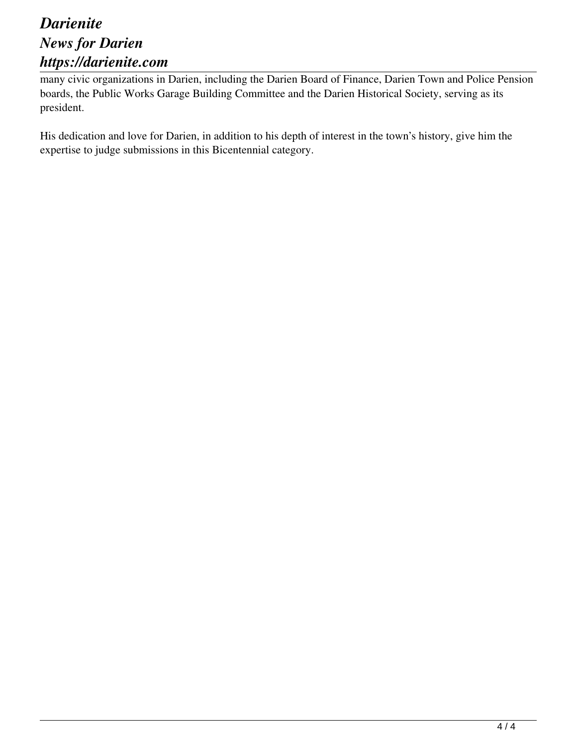many civic organizations in Darien, including the Darien Board of Finance, Darien Town and Police Pension boards, the Public Works Garage Building Committee and the Darien Historical Society, serving as its president.

His dedication and love for Darien, in addition to his depth of interest in the town's history, give him the expertise to judge submissions in this Bicentennial category.